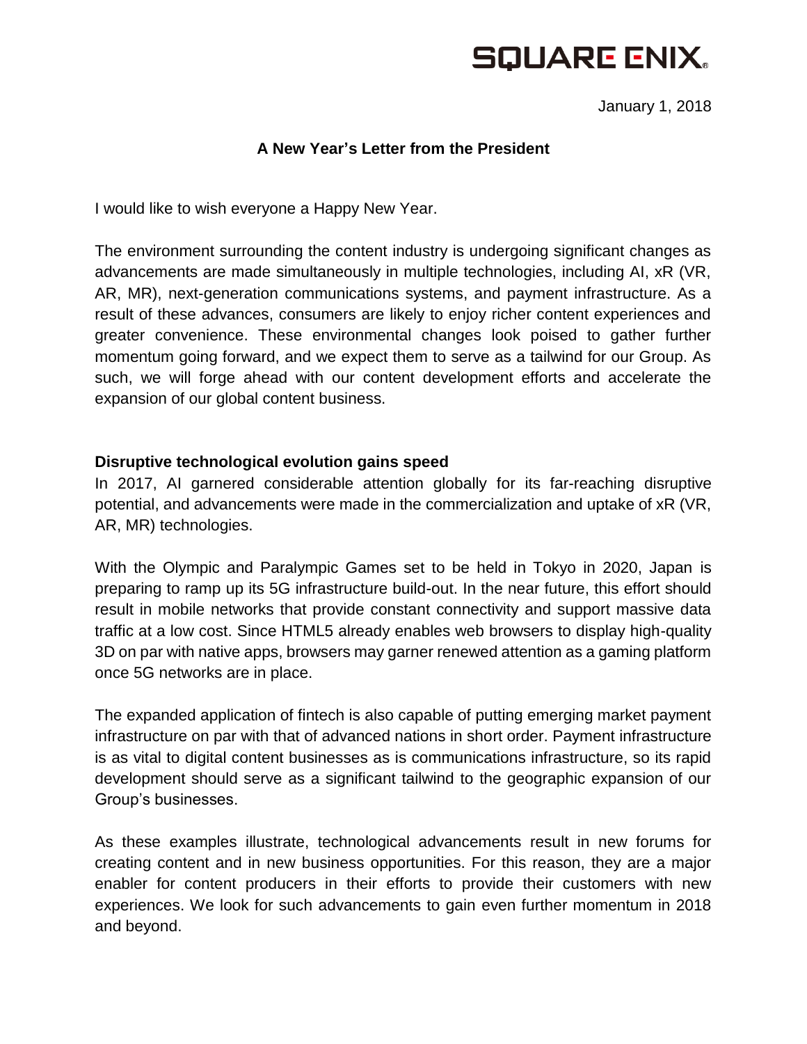SQUARE ENIX

January 1, 2018

# A New Year's Letter from the President

I would like to wish everyone a Happy New Year.

The environment surrounding the content industry is undergoing significant changes as advancements are made simultaneously in multiple technologies, including AI, xR (VR, AR, MR), next-generation communications systems, and payment infrastructure. As a result of these advances, consumers are likely to enjoy richer content experiences and greater convenience. These environmental changes look poised to gather further momentum going forward, and we expect them to serve as a tailwind for our Group. As such, we will forge ahead with our content development efforts and accelerate the expansion of our global content business.

## Disruptive technological evolution gains speed

In 2017, AI garnered considerable attention globally for its far-reaching disruptive potential, and advancements were made in the commercialization and uptake of xR (VR, AR, MR) technologies.

With the Olympic and Paralympic Games set to be held in Tokyo in 2020, Japan is preparing to ramp up its 5G infrastructure build-out. In the near future, this effort should result in mobile networks that provide constant connectivity and support massive data traffic at a low cost. Since HTML5 already enables web browsers to display high-quality 3D on par with native apps, browsers may garner renewed attention as a gaming platform once 5G networks are in place.

The expanded application of fintech is also capable of putting emerging market payment infrastructure on par with that of advanced nations in short order. Payment infrastructure is as vital to digital content businesses as is communications infrastructure, so its rapid development should serve as a significant tailwind to the geographic expansion of our Group's businesses.

As these examples illustrate, technological advancements result in new forums for creating content and in new business opportunities. For this reason, they are a major enabler for content producers in their efforts to provide their customers with new experiences. We look for such advancements to gain even further momentum in 2018 and beyond.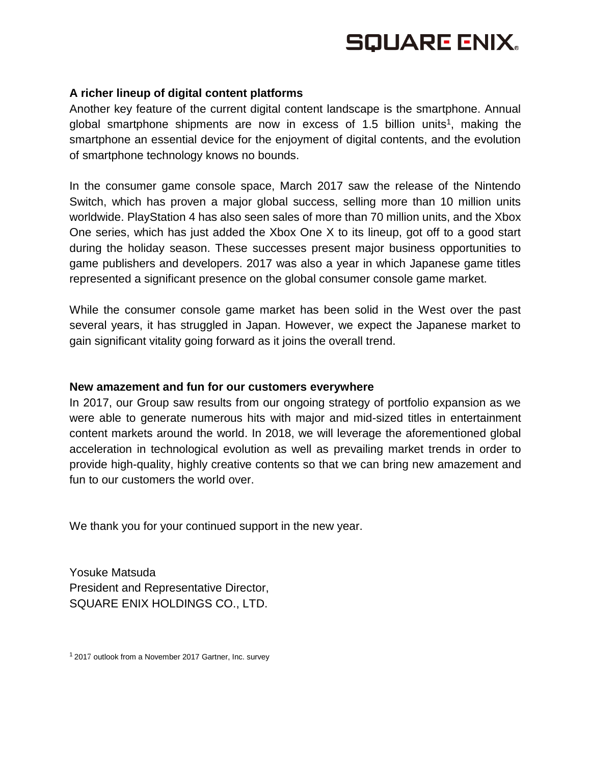## A richer lineup of digital content platforms

Another key feature of the current digital content landscape is the smartphone. Annual global smartphone shipments are now in excess of 1.5 billion units[1], making the smartphone an essential device for the enjoyment of digital contents, and the evolution of smartphone technology knows no bounds.

In the consumer game console space, March 2017 saw the release of the Nintendo Switch, which has proven a major global success, selling more than 10 million units worldwide. PlayStation 4 has also seen sales of more than 70 million units, and the Xbox One series, which has just added the Xbox One X to its lineup, got off to a good start during the holiday season. These successes present major business opportunities to game publishers and developers. 2017 was also a year in which Japanese game titles represented a significant presence on the global consumer console game market.

While the consumer console game market has been solid in the West over the past several years, it has struggled in Japan. However, we expect the Japanese market to gain significant vitality going forward as it joins the overall trend.

## New amazement and fun for our customers everywhere

In 2017, our Group saw results from our ongoing strategy of portfolio expansion as we were able to generate numerous hits with major and mid-sized titles in entertainment content markets around the world. In 2018, we will leverage the aforementioned global acceleration in technological evolution as well as prevailing market trends in order to provide high-quality, highly creative contents so that we can bring new amazement and fun to our customers the world over.

We thank you for your continued support in the new year.

Yosuke Matsuda
President and Representative Director,
SQUARE ENIX HOLDINGS CO., LTD.

[1] 2017 outlook from a November 2017 Gartner, Inc. survey